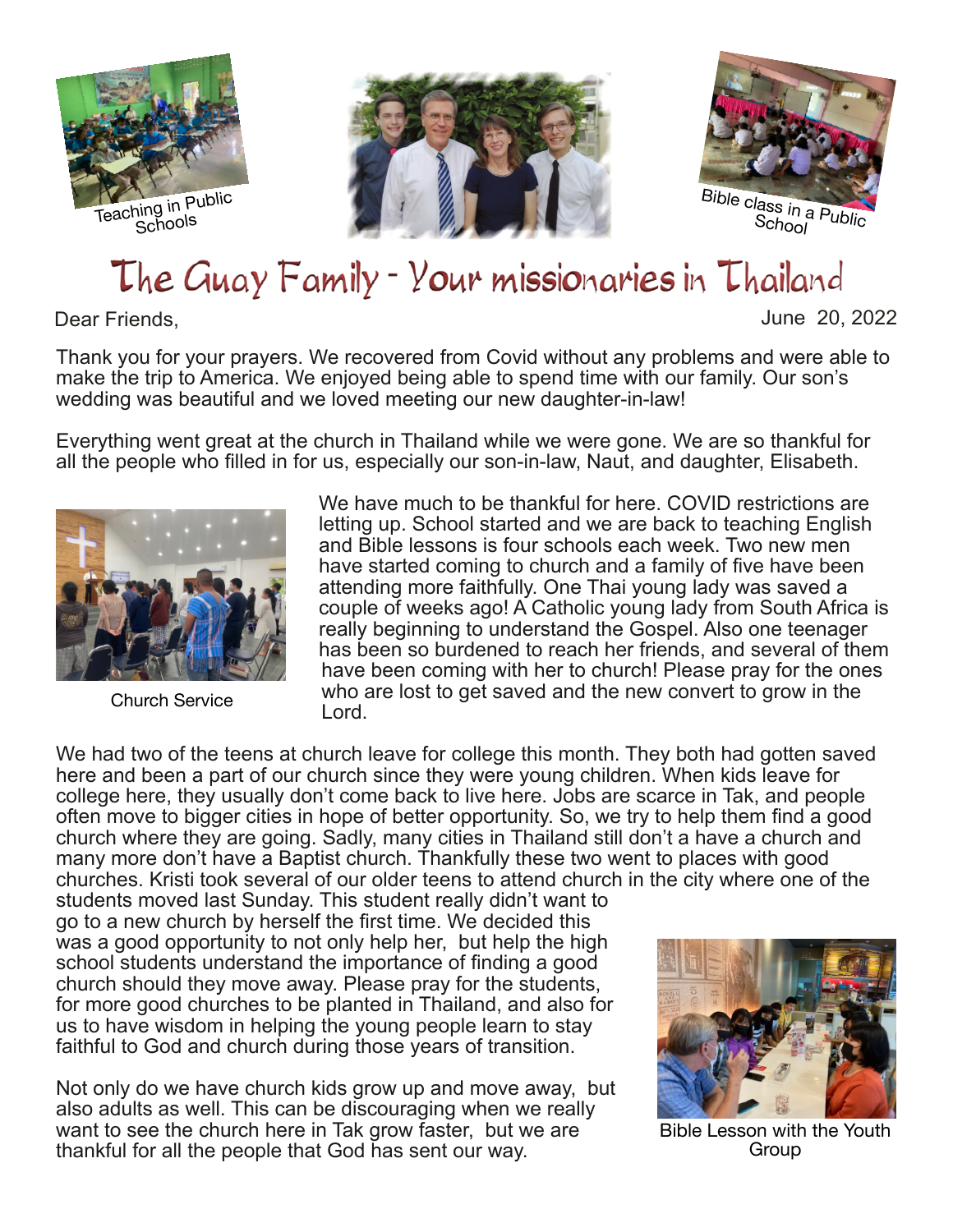Teaching in Public Schools

Bible class in a Public School

# The Guay Family - Your missionaries in Thailand

Dear Friends,

June 20, 2022

Thank you for your prayers. We recovered from Covid without any problems and were able to make the trip to America. We enjoyed being able to spend time with our family. Our son's wedding was beautiful and we loved meeting our new daughter-in-law!

Everything went great at the church in Thailand while we were gone. We are so thankful for all the people who filled in for us, especially our son-in-law, Naut, and daughter, Elisabeth.

We have much to be thankful for here. COVID restrictions are letting up. School started and we are back to teaching English and Bible lessons is four schools each week. Two new men have started coming to church and a family of five have been attending more faithfully. One Thai young lady was saved a couple of weeks ago! A Catholic young lady from South Africa is really beginning to understand the Gospel. Also one teenager has been so burdened to reach her friends, and several of them have been coming with her to church! Please pray for the ones who are lost to get saved and the new convert to grow in the Lord.

Church Service

We had two of the teens at church leave for college this month. They both had gotten saved here and been a part of our church since they were young children. When kids leave for college here, they usually don't come back to live here. Jobs are scarce in Tak, and people often move to bigger cities in hope of better opportunity. So, we try to help them find a good church where they are going. Sadly, many cities in Thailand still don't a have a church and many more don't have a Baptist church. Thankfully these two went to places with good churches. Kristi took several of our older teens to attend church in the city where one of the students moved last Sunday. This student really didn't want to go to a new church by herself the first time. We decided this was a good opportunity to not only help her, but help the high school students understand the importance of finding a good church should they move away. Please pray for the students, for more good churches to be planted in Thailand, and also for us to have wisdom in helping the young people learn to stay faithful to God and church during those years of transition.

Bible Lesson with the Youth Group

Not only do we have church kids grow up and move away, but also adults as well. This can be discouraging when we really want to see the church here in Tak grow faster, but we are thankful for all the people that God has sent our way.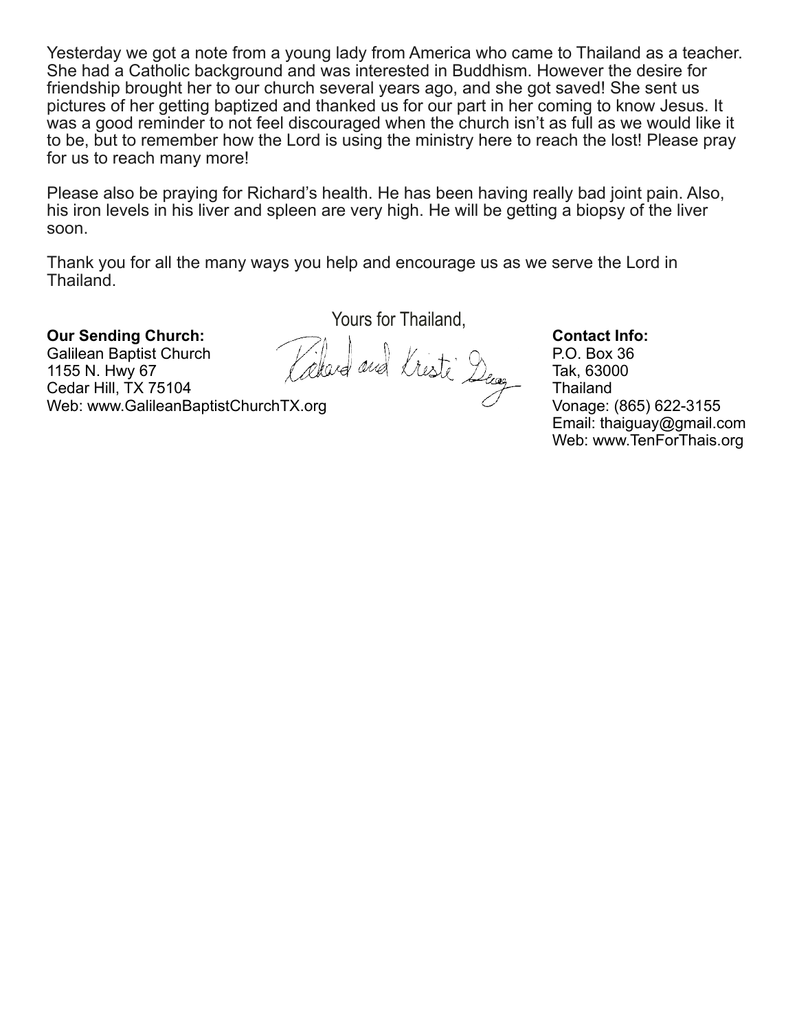Yesterday we got a note from a young lady from America who came to Thailand as a teacher. She had a Catholic background and was interested in Buddhism. However the desire for friendship brought her to our church several years ago, and she got saved! She sent us pictures of her getting baptized and thanked us for our part in her coming to know Jesus. It was a good reminder to not feel discouraged when the church isn't as full as we would like it to be, but to remember how the Lord is using the ministry here to reach the lost! Please pray for us to reach many more!

Please also be praying for Richard's health. He has been having really bad joint pain. Also, his iron levels in his liver and spleen are very high. He will be getting a biopsy of the liver soon.

Thank you for all the many ways you help and encourage us as we serve the Lord in Thailand.

Yours for Thailand,

Richard and Kristi Deaq

**Our Sending Church:**
Galilean Baptist Church
1155 N. Hwy 67
Cedar Hill, TX 75104
Web: www.GalileanBaptistChurchTX.org

**Contact Info:**
P.O. Box 36
Tak, 63000
Thailand
Vonage: (865) 622-3155
Email: thaiguay@gmail.com
Web: www.TenForThais.org